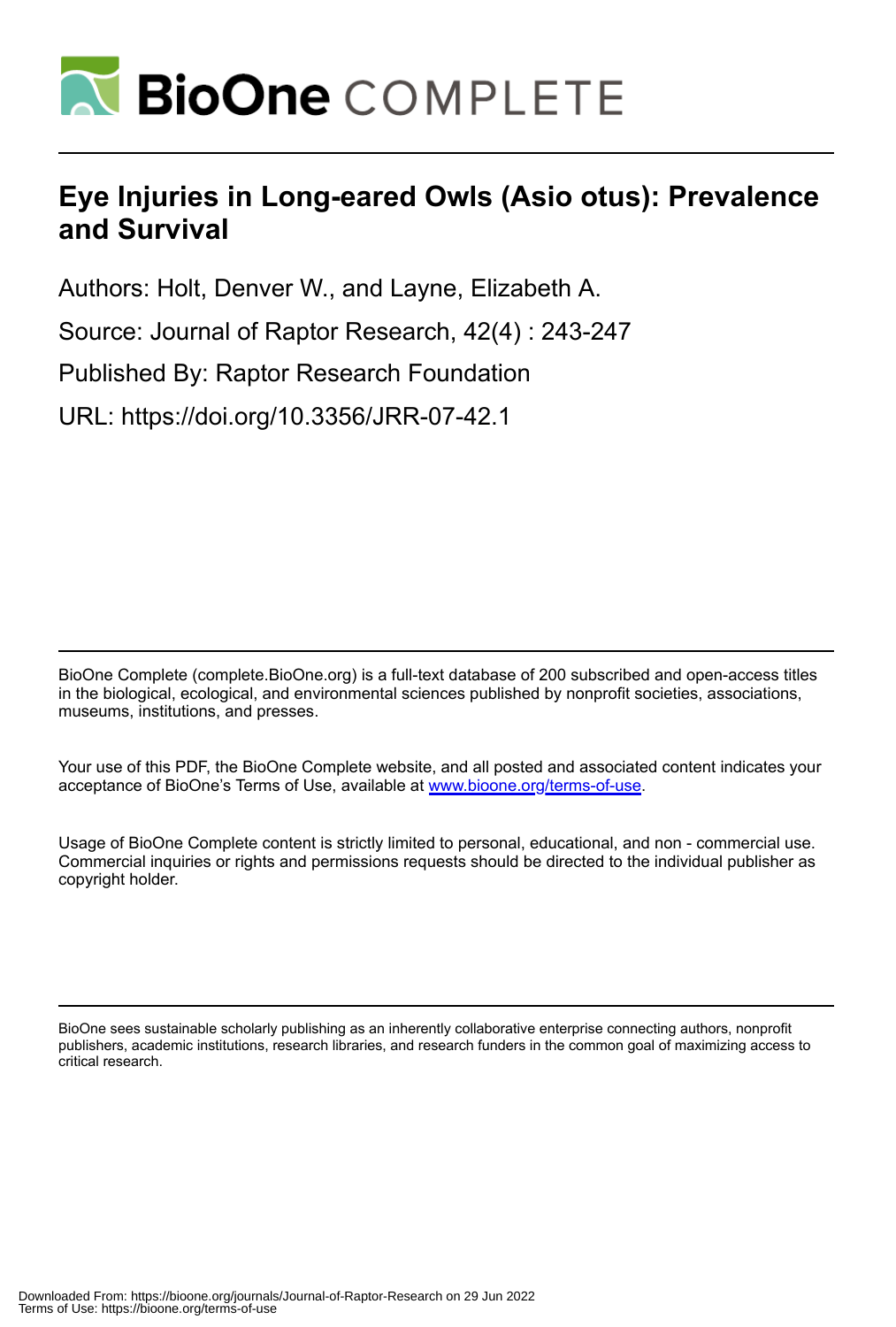# Eye Injuries in Long-eared Owls (Asio otus): Prevalence and Survival

Authors: Holt, Denver W., and Layne, Elizabeth A.

Source: Journal of Raptor Research, 42(4) : 243-247

Published By: Raptor Research Foundation

URL: https://doi.org/10.3356/JRR-07-42.1

BioOne Complete (complete.BioOne.org) is a full-text database of 200 subscribed and open-access titles in the biological, ecological, and environmental sciences published by nonprofit societies, associations, museums, institutions, and presses.

Your use of this PDF, the BioOne Complete website, and all posted and associated content indicates your acceptance of BioOne's Terms of Use, available at www.bioone.org/terms-of-use.

Usage of BioOne Complete content is strictly limited to personal, educational, and non - commercial use. Commercial inquiries or rights and permissions requests should be directed to the individual publisher as copyright holder.

BioOne sees sustainable scholarly publishing as an inherently collaborative enterprise connecting authors, nonprofit publishers, academic institutions, research libraries, and research funders in the common goal of maximizing access to critical research.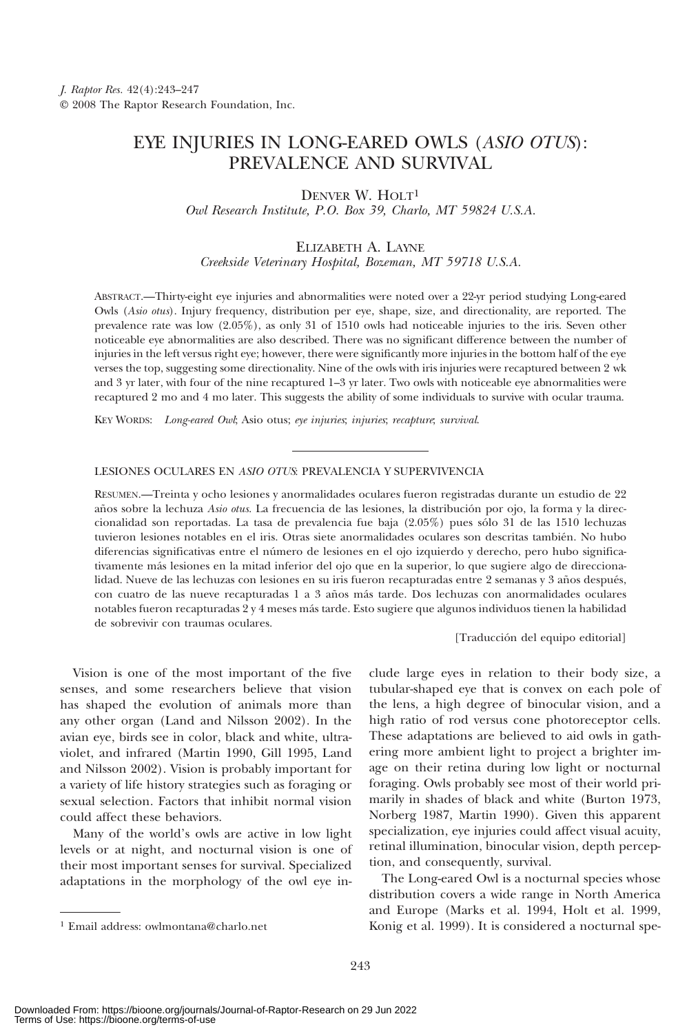*J. Raptor Res.* 42(4):243–247
© 2008 The Raptor Research Foundation, Inc.

# EYE INJURIES IN LONG-EARED OWLS (*ASIO OTUS*): PREVALENCE AND SURVIVAL

DENVER W. HOLT[1]
*Owl Research Institute, P.O. Box 39, Charlo, MT 59824 U.S.A.*

ELIZABETH A. LAYNE
*Creekside Veterinary Hospital, Bozeman, MT 59718 U.S.A.*

ABSTRACT.—Thirty-eight eye injuries and abnormalities were noted over a 22-yr period studying Long-eared Owls (*Asio otus*). Injury frequency, distribution per eye, shape, size, and directionality, are reported. The prevalence rate was low (2.05%), as only 31 of 1510 owls had noticeable injuries to the iris. Seven other noticeable eye abnormalities are also described. There was no significant difference between the number of injuries in the left versus right eye; however, there were significantly more injuries in the bottom half of the eye verses the top, suggesting some directionality. Nine of the owls with iris injuries were recaptured between 2 wk and 3 yr later, with four of the nine recaptured 1–3 yr later. Two owls with noticeable eye abnormalities were recaptured 2 mo and 4 mo later. This suggests the ability of some individuals to survive with ocular trauma.

KEY WORDS: *Long-eared Owl*; Asio otus; *eye injuries*; *injuries*; *recapture*; *survival*.

LESIONES OCULARES EN *ASIO OTUS*: PREVALENCIA Y SUPERVIVENCIA

RESUMEN.—Treinta y ocho lesiones y anormalidades oculares fueron registradas durante un estudio de 22 años sobre la lechuza *Asio otus*. La frecuencia de las lesiones, la distribución por ojo, la forma y la direccionalidad son reportadas. La tasa de prevalencia fue baja (2.05%) pues sólo 31 de las 1510 lechuzas tuvieron lesiones notables en el iris. Otras siete anormalidades oculares son descritas también. No hubo diferencias significativas entre el número de lesiones en el ojo izquierdo y derecho, pero hubo significativamente más lesiones en la mitad inferior del ojo que en la superior, lo que sugiere algo de direccionalidad. Nueve de las lechuzas con lesiones en su iris fueron recapturadas entre 2 semanas y 3 años después, con cuatro de las nueve recapturadas 1 a 3 años más tarde. Dos lechuzas con anormalidades oculares notables fueron recapturadas 2 y 4 meses más tarde. Esto sugiere que algunos individuos tienen la habilidad de sobrevivir con traumas oculares.

[Traducción del equipo editorial]

Vision is one of the most important of the five senses, and some researchers believe that vision has shaped the evolution of animals more than any other organ (Land and Nilsson 2002). In the avian eye, birds see in color, black and white, ultraviolet, and infrared (Martin 1990, Gill 1995, Land and Nilsson 2002). Vision is probably important for a variety of life history strategies such as foraging or sexual selection. Factors that inhibit normal vision could affect these behaviors.

Many of the world's owls are active in low light levels or at night, and nocturnal vision is one of their most important senses for survival. Specialized adaptations in the morphology of the owl eye include large eyes in relation to their body size, a tubular-shaped eye that is convex on each pole of the lens, a high degree of binocular vision, and a high ratio of rod versus cone photoreceptor cells. These adaptations are believed to aid owls in gathering more ambient light to project a brighter image on their retina during low light or nocturnal foraging. Owls probably see most of their world primarily in shades of black and white (Burton 1973, Norberg 1987, Martin 1990). Given this apparent specialization, eye injuries could affect visual acuity, retinal illumination, binocular vision, depth perception, and consequently, survival.

The Long-eared Owl is a nocturnal species whose distribution covers a wide range in North America and Europe (Marks et al. 1994, Holt et al. 1999, Konig et al. 1999). It is considered a nocturnal spe-

[1] Email address: owlmontana@charlo.net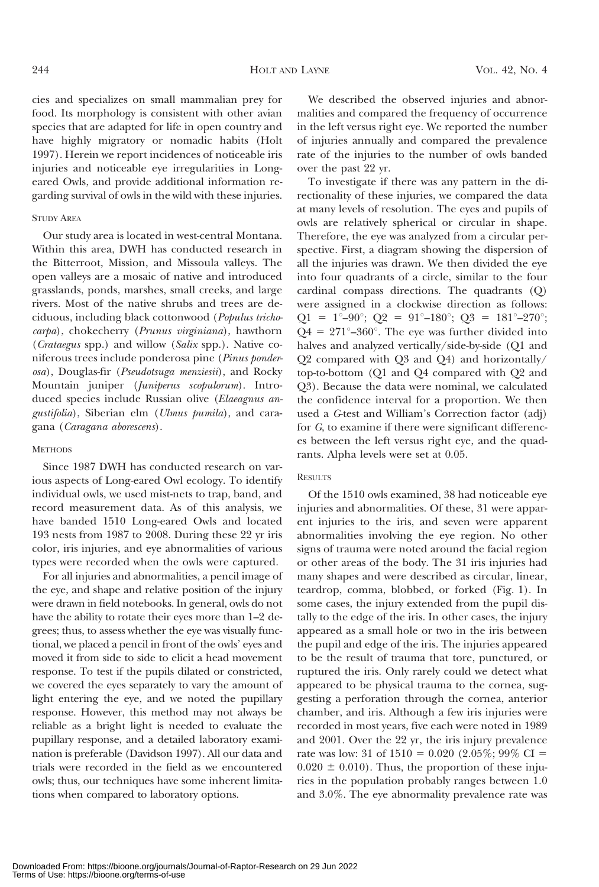cies and specializes on small mammalian prey for food. Its morphology is consistent with other avian species that are adapted for life in open country and have highly migratory or nomadic habits (Holt 1997). Herein we report incidences of noticeable iris injuries and noticeable eye irregularities in Long-eared Owls, and provide additional information regarding survival of owls in the wild with these injuries.

## Study Area

Our study area is located in west-central Montana. Within this area, DWH has conducted research in the Bitterroot, Mission, and Missoula valleys. The open valleys are a mosaic of native and introduced grasslands, ponds, marshes, small creeks, and large rivers. Most of the native shrubs and trees are deciduous, including black cottonwood (*Populus trichocarpa*), chokecherry (*Prunus virginiana*), hawthorn (*Crataegus* spp.) and willow (*Salix* spp.). Native coniferous trees include ponderosa pine (*Pinus ponderosa*), Douglas-fir (*Pseudotsuga menziesii*), and Rocky Mountain juniper (*Juniperus scopulorum*). Introduced species include Russian olive (*Elaeagnus angustifolia*), Siberian elm (*Ulmus pumila*), and caragana (*Caragana aborescens*).

## Methods

Since 1987 DWH has conducted research on various aspects of Long-eared Owl ecology. To identify individual owls, we used mist-nets to trap, band, and record measurement data. As of this analysis, we have banded 1510 Long-eared Owls and located 193 nests from 1987 to 2008. During these 22 yr iris color, iris injuries, and eye abnormalities of various types were recorded when the owls were captured.

For all injuries and abnormalities, a pencil image of the eye, and shape and relative position of the injury were drawn in field notebooks. In general, owls do not have the ability to rotate their eyes more than 1–2 degrees; thus, to assess whether the eye was visually functional, we placed a pencil in front of the owls' eyes and moved it from side to side to elicit a head movement response. To test if the pupils dilated or constricted, we covered the eyes separately to vary the amount of light entering the eye, and we noted the pupillary response. However, this method may not always be reliable as a bright light is needed to evaluate the pupillary response, and a detailed laboratory examination is preferable (Davidson 1997). All our data and trials were recorded in the field as we encountered owls; thus, our techniques have some inherent limitations when compared to laboratory options.

We described the observed injuries and abnormalities and compared the frequency of occurrence in the left versus right eye. We reported the number of injuries annually and compared the prevalence rate of the injuries to the number of owls banded over the past 22 yr.

To investigate if there was any pattern in the directionality of these injuries, we compared the data at many levels of resolution. The eyes and pupils of owls are relatively spherical or circular in shape. Therefore, the eye was analyzed from a circular perspective. First, a diagram showing the dispersion of all the injuries was drawn. We then divided the eye into four quadrants of a circle, similar to the four cardinal compass directions. The quadrants (Q) were assigned in a clockwise direction as follows: Q1 = 1°–90°; Q2 = 91°–180°; Q3 = 181°–270°; Q4 = 271°–360°. The eye was further divided into halves and analyzed vertically/side-by-side (Q1 and Q2 compared with Q3 and Q4) and horizontally/top-to-bottom (Q1 and Q4 compared with Q2 and Q3). Because the data were nominal, we calculated the confidence interval for a proportion. We then used a *G*-test and William's Correction factor (adj) for *G*, to examine if there were significant differences between the left versus right eye, and the quadrants. Alpha levels were set at 0.05.

## Results

Of the 1510 owls examined, 38 had noticeable eye injuries and abnormalities. Of these, 31 were apparent injuries to the iris, and seven were apparent abnormalities involving the eye region. No other signs of trauma were noted around the facial region or other areas of the body. The 31 iris injuries had many shapes and were described as circular, linear, teardrop, comma, blobbed, or forked (Fig. 1). In some cases, the injury extended from the pupil distally to the edge of the iris. In other cases, the injury appeared as a small hole or two in the iris between the pupil and edge of the iris. The injuries appeared to be the result of trauma that tore, punctured, or ruptured the iris. Only rarely could we detect what appeared to be physical trauma to the cornea, suggesting a perforation through the cornea, anterior chamber, and iris. Although a few iris injuries were recorded in most years, five each were noted in 1989 and 2001. Over the 22 yr, the iris injury prevalence rate was low: 31 of 1510 = 0.020 (2.05%; 99% CI = 0.020 ± 0.010). Thus, the proportion of these injuries in the population probably ranges between 1.0 and 3.0%. The eye abnormality prevalence rate was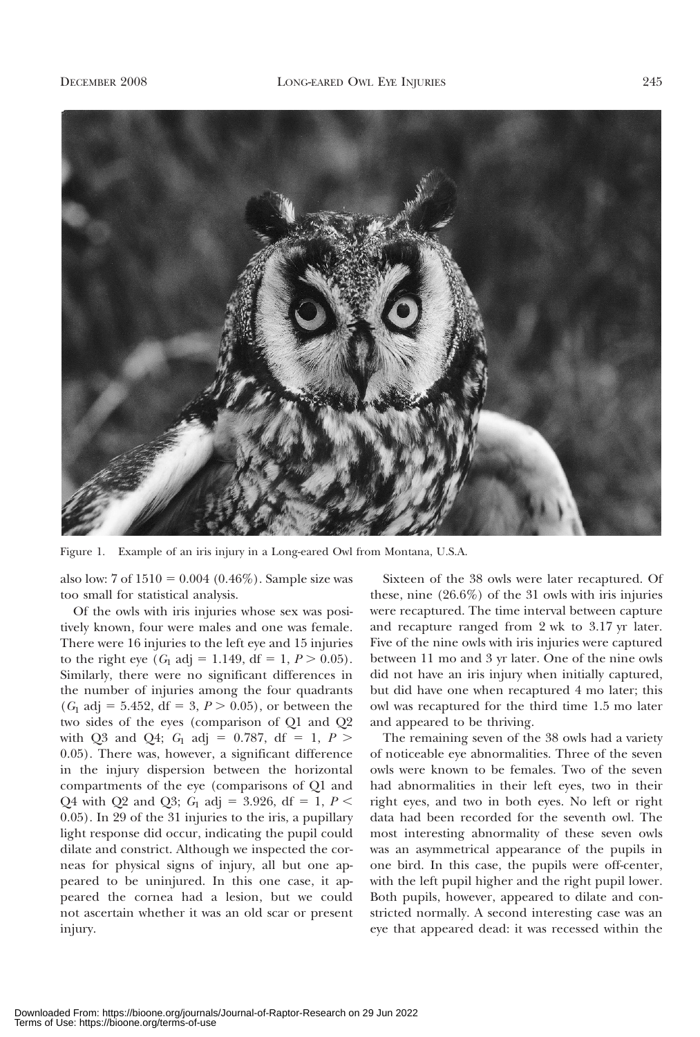Figure 1. Example of an iris injury in a Long-eared Owl from Montana, U.S.A.

also low: 7 of 1510 = 0.004 (0.46%). Sample size was too small for statistical analysis.

Of the owls with iris injuries whose sex was positively known, four were males and one was female. There were 16 injuries to the left eye and 15 injuries to the right eye ($G_1$ adj = 1.149, df = 1, $P > 0.05$). Similarly, there were no significant differences in the number of injuries among the four quadrants ($G_1$ adj = 5.452, df = 3, $P > 0.05$), or between the two sides of the eyes (comparison of Q1 and Q2 with Q3 and Q4; $G_1$ adj = 0.787, df = 1, $P > 0.05$). There was, however, a significant difference in the injury dispersion between the horizontal compartments of the eye (comparisons of Q1 and Q4 with Q2 and Q3; $G_1$ adj = 3.926, df = 1, $P < 0.05$). In 29 of the 31 injuries to the iris, a pupillary light response did occur, indicating the pupil could dilate and constrict. Although we inspected the corneas for physical signs of injury, all but one appeared to be uninjured. In this one case, it appeared the cornea had a lesion, but we could not ascertain whether it was an old scar or present injury.

Sixteen of the 38 owls were later recaptured. Of these, nine (26.6%) of the 31 owls with iris injuries were recaptured. The time interval between capture and recapture ranged from 2 wk to 3.17 yr later. Five of the nine owls with iris injuries were captured between 11 mo and 3 yr later. One of the nine owls did not have an iris injury when initially captured, but did have one when recaptured 4 mo later; this owl was recaptured for the third time 1.5 mo later and appeared to be thriving.

The remaining seven of the 38 owls had a variety of noticeable eye abnormalities. Three of the seven owls were known to be females. Two of the seven had abnormalities in their left eyes, two in their right eyes, and two in both eyes. No left or right data had been recorded for the seventh owl. The most interesting abnormality of these seven owls was an asymmetrical appearance of the pupils in one bird. In this case, the pupils were off-center, with the left pupil higher and the right pupil lower. Both pupils, however, appeared to dilate and constricted normally. A second interesting case was an eye that appeared dead: it was recessed within the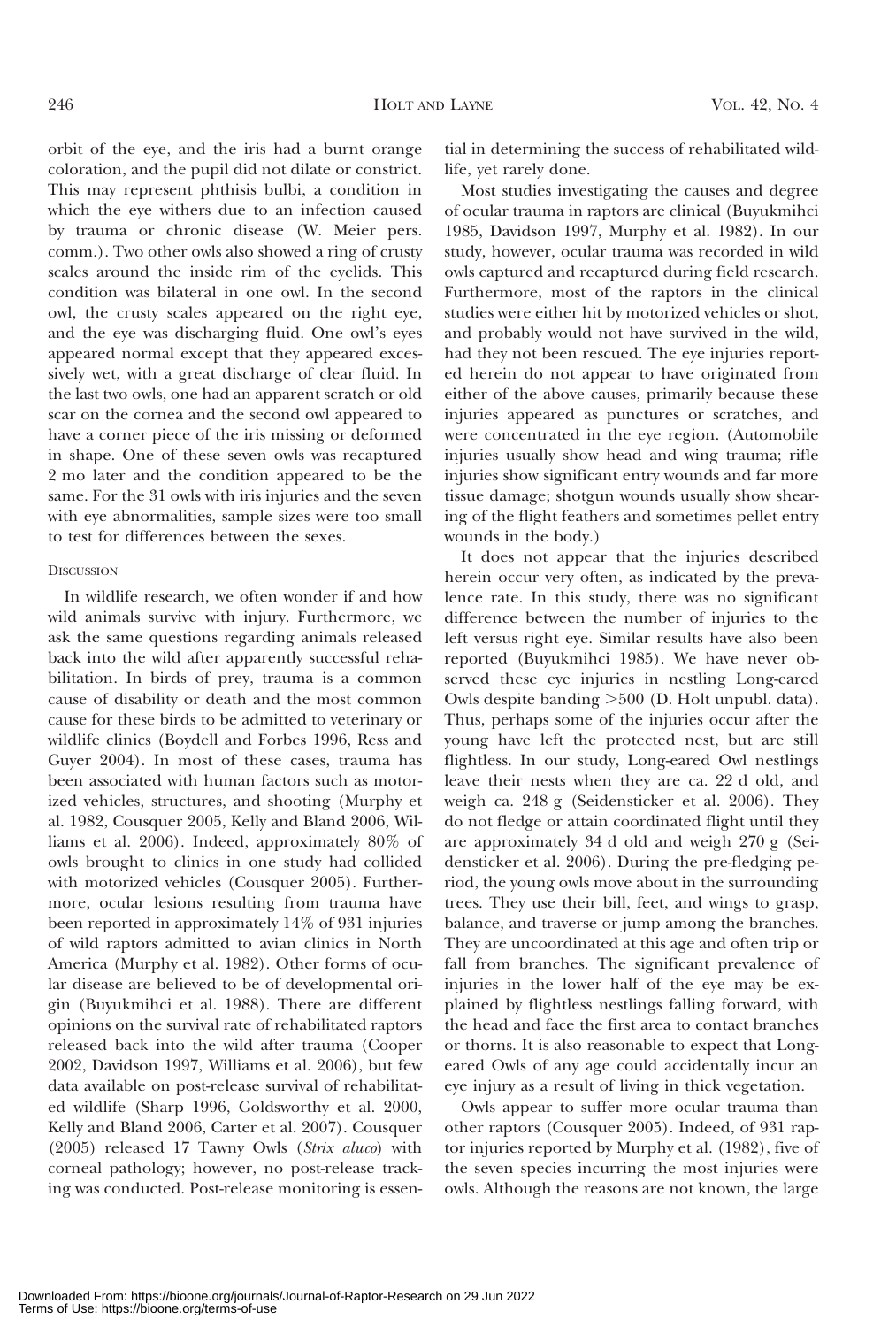orbit of the eye, and the iris had a burnt orange coloration, and the pupil did not dilate or constrict. This may represent phthisis bulbi, a condition in which the eye withers due to an infection caused by trauma or chronic disease (W. Meier pers. comm.). Two other owls also showed a ring of crusty scales around the inside rim of the eyelids. This condition was bilateral in one owl. In the second owl, the crusty scales appeared on the right eye, and the eye was discharging fluid. One owl's eyes appeared normal except that they appeared excessively wet, with a great discharge of clear fluid. In the last two owls, one had an apparent scratch or old scar on the cornea and the second owl appeared to have a corner piece of the iris missing or deformed in shape. One of these seven owls was recaptured 2 mo later and the condition appeared to be the same. For the 31 owls with iris injuries and the seven with eye abnormalities, sample sizes were too small to test for differences between the sexes.

## Discussion

In wildlife research, we often wonder if and how wild animals survive with injury. Furthermore, we ask the same questions regarding animals released back into the wild after apparently successful rehabilitation. In birds of prey, trauma is a common cause of disability or death and the most common cause for these birds to be admitted to veterinary or wildlife clinics (Boydell and Forbes 1996, Ress and Guyer 2004). In most of these cases, trauma has been associated with human factors such as motorized vehicles, structures, and shooting (Murphy et al. 1982, Cousquer 2005, Kelly and Bland 2006, Williams et al. 2006). Indeed, approximately 80% of owls brought to clinics in one study had collided with motorized vehicles (Cousquer 2005). Furthermore, ocular lesions resulting from trauma have been reported in approximately 14% of 931 injuries of wild raptors admitted to avian clinics in North America (Murphy et al. 1982). Other forms of ocular disease are believed to be of developmental origin (Buyukmihci et al. 1988). There are different opinions on the survival rate of rehabilitated raptors released back into the wild after trauma (Cooper 2002, Davidson 1997, Williams et al. 2006), but few data available on post-release survival of rehabilitated wildlife (Sharp 1996, Goldsworthy et al. 2000, Kelly and Bland 2006, Carter et al. 2007). Cousquer (2005) released 17 Tawny Owls (*Strix aluco*) with corneal pathology; however, no post-release tracking was conducted. Post-release monitoring is essential in determining the success of rehabilitated wildlife, yet rarely done.

Most studies investigating the causes and degree of ocular trauma in raptors are clinical (Buyukmihci 1985, Davidson 1997, Murphy et al. 1982). In our study, however, ocular trauma was recorded in wild owls captured and recaptured during field research. Furthermore, most of the raptors in the clinical studies were either hit by motorized vehicles or shot, and probably would not have survived in the wild, had they not been rescued. The eye injuries reported herein do not appear to have originated from either of the above causes, primarily because these injuries appeared as punctures or scratches, and were concentrated in the eye region. (Automobile injuries usually show head and wing trauma; rifle injuries show significant entry wounds and far more tissue damage; shotgun wounds usually show shearing of the flight feathers and sometimes pellet entry wounds in the body.)

It does not appear that the injuries described herein occur very often, as indicated by the prevalence rate. In this study, there was no significant difference between the number of injuries to the left versus right eye. Similar results have also been reported (Buyukmihci 1985). We have never observed these eye injuries in nestling Long-eared Owls despite banding >500 (D. Holt unpubl. data). Thus, perhaps some of the injuries occur after the young have left the protected nest, but are still flightless. In our study, Long-eared Owl nestlings leave their nests when they are ca. 22 d old, and weigh ca. 248 g (Seidensticker et al. 2006). They do not fledge or attain coordinated flight until they are approximately 34 d old and weigh 270 g (Seidensticker et al. 2006). During the pre-fledging period, the young owls move about in the surrounding trees. They use their bill, feet, and wings to grasp, balance, and traverse or jump among the branches. They are uncoordinated at this age and often trip or fall from branches. The significant prevalence of injuries in the lower half of the eye may be explained by flightless nestlings falling forward, with the head and face the first area to contact branches or thorns. It is also reasonable to expect that Long-eared Owls of any age could accidentally incur an eye injury as a result of living in thick vegetation.

Owls appear to suffer more ocular trauma than other raptors (Cousquer 2005). Indeed, of 931 raptor injuries reported by Murphy et al. (1982), five of the seven species incurring the most injuries were owls. Although the reasons are not known, the large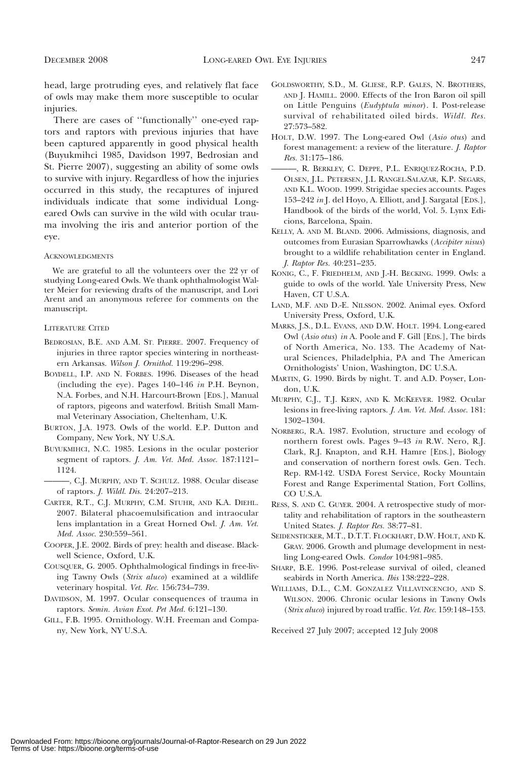head, large protruding eyes, and relatively flat face of owls may make them more susceptible to ocular injuries.

There are cases of ''functionally'' one-eyed raptors and raptors with previous injuries that have been captured apparently in good physical health (Buyukmihci 1985, Davidson 1997, Bedrosian and St. Pierre 2007), suggesting an ability of some owls to survive with injury. Regardless of how the injuries occurred in this study, the recaptures of injured individuals indicate that some individual Long-eared Owls can survive in the wild with ocular trauma involving the iris and anterior portion of the eye.

## Acknowledgments

We are grateful to all the volunteers over the 22 yr of studying Long-eared Owls. We thank ophthalmologist Walter Meier for reviewing drafts of the manuscript, and Lori Arent and an anonymous referee for comments on the manuscript.

## Literature Cited

Bedrosian, B.E. and A.M. St. Pierre. 2007. Frequency of injuries in three raptor species wintering in northeastern Arkansas. *Wilson J. Ornithol.* 119:296–298.

Boydell, I.P. and N. Forbes. 1996. Diseases of the head (including the eye). Pages 140–146 *in* P.H. Beynon, N.A. Forbes, and N.H. Harcourt-Brown [Eds.], Manual of raptors, pigeons and waterfowl. British Small Mammal Veterinary Association, Cheltenham, U.K.

Burton, J.A. 1973. Owls of the world. E.P. Dutton and Company, New York, NY U.S.A.

Buyukmihci, N.C. 1985. Lesions in the ocular posterior segment of raptors. *J. Am. Vet. Med. Assoc.* 187:1121–1124.

———, C.J. Murphy, and T. Schulz. 1988. Ocular disease of raptors. *J. Wildl. Dis.* 24:207–213.

Carter, R.T., C.J. Murphy, C.M. Stuhr, and K.A. Diehl. 2007. Bilateral phacoemulsification and intraocular lens implantation in a Great Horned Owl. *J. Am. Vet. Med. Assoc.* 230:559–561.

Cooper, J.E. 2002. Birds of prey: health and disease. Blackwell Science, Oxford, U.K.

Cousquer, G. 2005. Ophthalmological findings in free-living Tawny Owls (*Strix aluco*) examined at a wildlife veterinary hospital. *Vet. Rec.* 156:734–739.

Davidson, M. 1997. Ocular consequences of trauma in raptors. *Semin. Avian Exot. Pet Med.* 6:121–130.

Gill, F.B. 1995. Ornithology. W.H. Freeman and Company, New York, NY U.S.A.

Goldsworthy, S.D., M. Gliese, R.P. Gales, N. Brothers, and J. Hamill. 2000. Effects of the Iron Baron oil spill on Little Penguins (*Eudyptula minor*). I. Post-release survival of rehabilitated oiled birds. *Wildl. Res.* 27:573–582.

Holt, D.W. 1997. The Long-eared Owl (*Asio otus*) and forest management: a review of the literature. *J. Raptor Res.* 31:175–186.

———, R. Berkley, C. Deppe, P.L. Enriquez-Rocha, P.D. Olsen, J.L. Petersen, J.L Rangel-Salazar, K.P. Segars, and K.L. Wood. 1999. Strigidae species accounts. Pages 153–242 *in* J. del Hoyo, A. Elliott, and J. Sargatal [Eds.], Handbook of the birds of the world, Vol. 5. Lynx Edicions, Barcelona, Spain.

Kelly, A. and M. Bland. 2006. Admissions, diagnosis, and outcomes from Eurasian Sparrowhawks (*Accipiter nisus*) brought to a wildlife rehabilitation center in England. *J. Raptor Res.* 40:231–235.

Konig, C., F. Friedhelm, and J.-H. Becking. 1999. Owls: a guide to owls of the world. Yale University Press, New Haven, CT U.S.A.

Land, M.F. and D.-E. Nilsson. 2002. Animal eyes. Oxford University Press, Oxford, U.K.

Marks, J.S., D.L. Evans, and D.W. Holt. 1994. Long-eared Owl (*Asio otus*) *in* A. Poole and F. Gill [Eds.], The birds of North America, No. 133. The Academy of Natural Sciences, Philadelphia, PA and The American Ornithologists' Union, Washington, DC U.S.A.

Martin, G. 1990. Birds by night. T. and A.D. Poyser, London, U.K.

Murphy, C.J., T.J. Kern, and K. McKeever. 1982. Ocular lesions in free-living raptors. *J. Am. Vet. Med. Assoc.* 181:1302–1304.

Norberg, R.A. 1987. Evolution, structure and ecology of northern forest owls. Pages 9–43 *in* R.W. Nero, R.J. Clark, R.J. Knapton, and R.H. Hamre [Eds.], Biology and conservation of northern forest owls. Gen. Tech. Rep. RM-142. USDA Forest Service, Rocky Mountain Forest and Range Experimental Station, Fort Collins, CO U.S.A.

Ress, S. and C. Guyer. 2004. A retrospective study of mortality and rehabilitation of raptors in the southeastern United States. *J. Raptor Res.* 38:77–81.

Seidensticker, M.T., D.T.T. Flockhart, D.W. Holt, and K. Gray. 2006. Growth and plumage development in nestling Long-eared Owls. *Condor* 104:981–985.

Sharp, B.E. 1996. Post-release survival of oiled, cleaned seabirds in North America. *Ibis* 138:222–228.

Williams, D.L., C.M. Gonzalez Villavincencio, and S. Wilson. 2006. Chronic ocular lesions in Tawny Owls (*Strix aluco*) injured by road traffic. *Vet. Rec.* 159:148–153.

Received 27 July 2007; accepted 12 July 2008